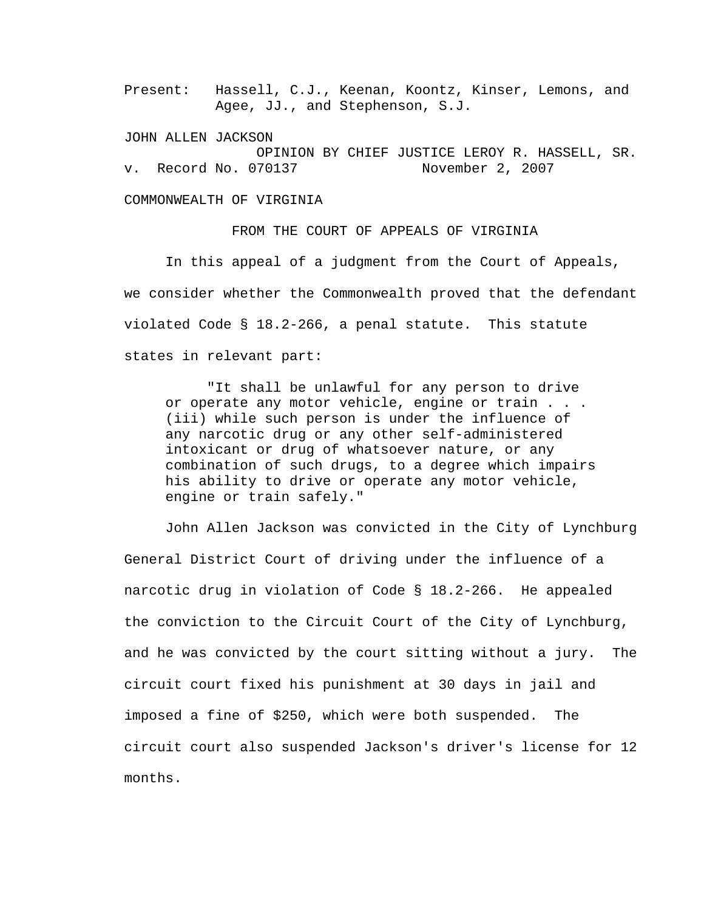Present: Hassell, C.J., Keenan, Koontz, Kinser, Lemons, and Agee, JJ., and Stephenson, S.J.

JOHN ALLEN JACKSON

OPINION BY CHIEF JUSTICE LEROY R. HASSELL, SR.

v. Record No. 070137 November 2, 2007

COMMONWEALTH OF VIRGINIA

FROM THE COURT OF APPEALS OF VIRGINIA

In this appeal of a judgment from the Court of Appeals, we consider whether the Commonwealth proved that the defendant violated Code § 18.2-266, a penal statute. This statute states in relevant part:

> "It shall be unlawful for any person to drive or operate any motor vehicle, engine or train . . . (iii) while such person is under the influence of any narcotic drug or any other self-administered intoxicant or drug of whatsoever nature, or any combination of such drugs, to a degree which impairs his ability to drive or operate any motor vehicle, engine or train safely."

John Allen Jackson was convicted in the City of Lynchburg General District Court of driving under the influence of a narcotic drug in violation of Code § 18.2-266. He appealed the conviction to the Circuit Court of the City of Lynchburg, and he was convicted by the court sitting without a jury. The circuit court fixed his punishment at 30 days in jail and imposed a fine of $250, which were both suspended. The circuit court also suspended Jackson's driver's license for 12 months.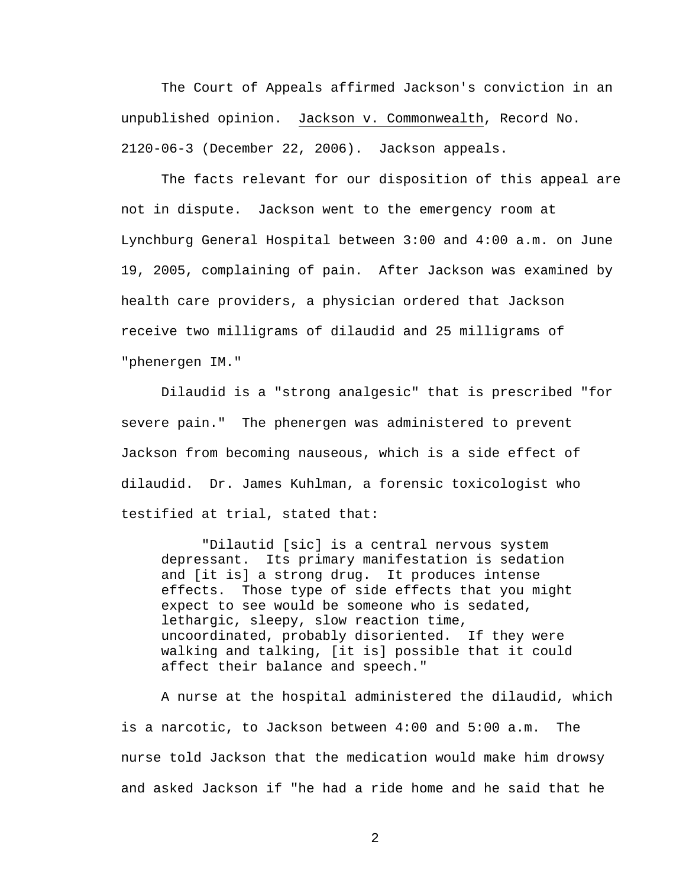The Court of Appeals affirmed Jackson's conviction in an unpublished opinion. Jackson v. Commonwealth, Record No. 2120-06-3 (December 22, 2006). Jackson appeals.

The facts relevant for our disposition of this appeal are not in dispute. Jackson went to the emergency room at Lynchburg General Hospital between 3:00 and 4:00 a.m. on June 19, 2005, complaining of pain. After Jackson was examined by health care providers, a physician ordered that Jackson receive two milligrams of dilaudid and 25 milligrams of "phenergen IM."

Dilaudid is a "strong analgesic" that is prescribed "for severe pain." The phenergen was administered to prevent Jackson from becoming nauseous, which is a side effect of dilaudid. Dr. James Kuhlman, a forensic toxicologist who testified at trial, stated that:

> "Dilautid [sic] is a central nervous system depressant. Its primary manifestation is sedation and [it is] a strong drug. It produces intense effects. Those type of side effects that you might expect to see would be someone who is sedated, lethargic, sleepy, slow reaction time, uncoordinated, probably disoriented. If they were walking and talking, [it is] possible that it could affect their balance and speech."

A nurse at the hospital administered the dilaudid, which is a narcotic, to Jackson between 4:00 and 5:00 a.m. The nurse told Jackson that the medication would make him drowsy and asked Jackson if "he had a ride home and he said that he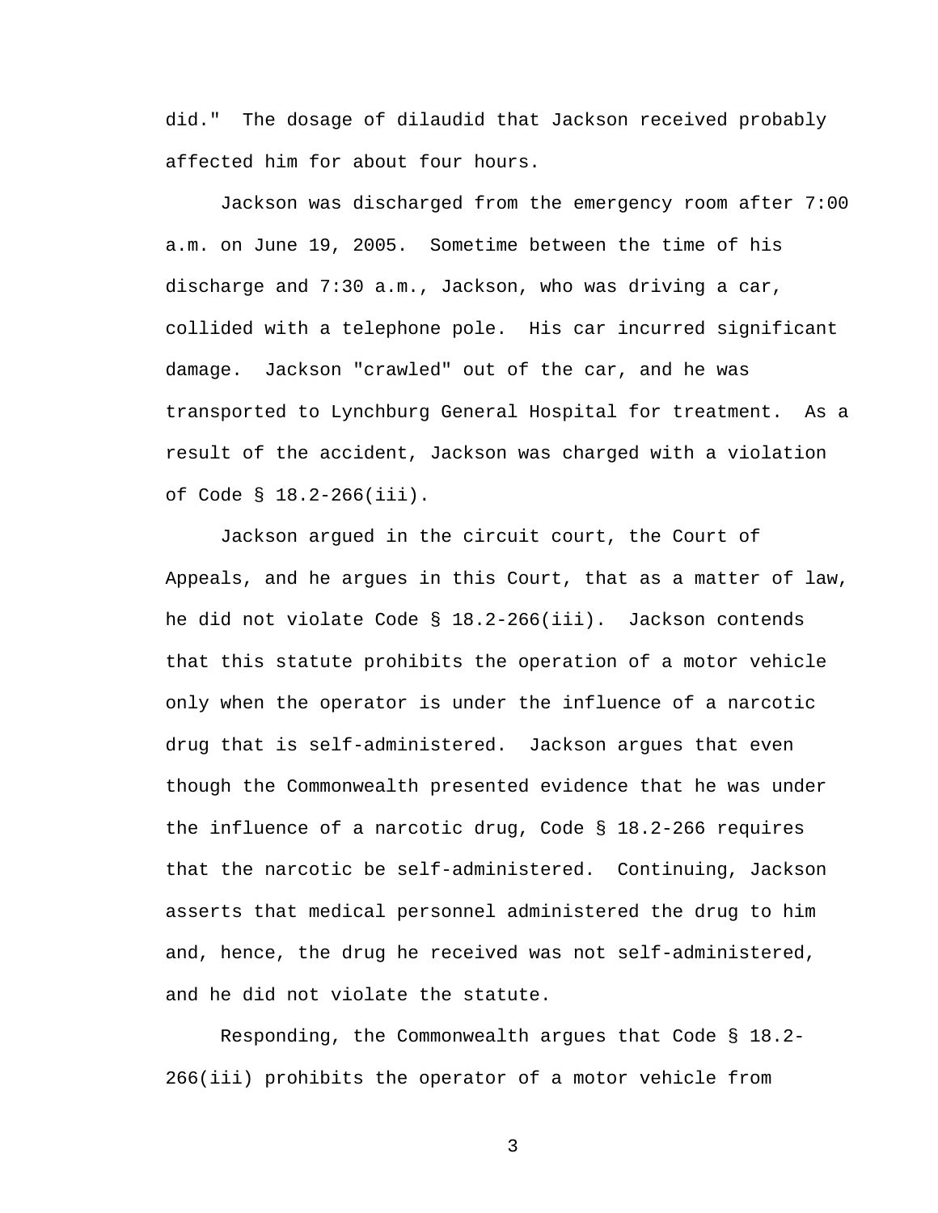did." The dosage of dilaudid that Jackson received probably affected him for about four hours.

Jackson was discharged from the emergency room after 7:00 a.m. on June 19, 2005. Sometime between the time of his discharge and 7:30 a.m., Jackson, who was driving a car, collided with a telephone pole. His car incurred significant damage. Jackson "crawled" out of the car, and he was transported to Lynchburg General Hospital for treatment. As a result of the accident, Jackson was charged with a violation of Code § 18.2-266(iii).

Jackson argued in the circuit court, the Court of Appeals, and he argues in this Court, that as a matter of law, he did not violate Code § 18.2-266(iii). Jackson contends that this statute prohibits the operation of a motor vehicle only when the operator is under the influence of a narcotic drug that is self-administered. Jackson argues that even though the Commonwealth presented evidence that he was under the influence of a narcotic drug, Code § 18.2-266 requires that the narcotic be self-administered. Continuing, Jackson asserts that medical personnel administered the drug to him and, hence, the drug he received was not self-administered, and he did not violate the statute.

Responding, the Commonwealth argues that Code § 18.2-266(iii) prohibits the operator of a motor vehicle from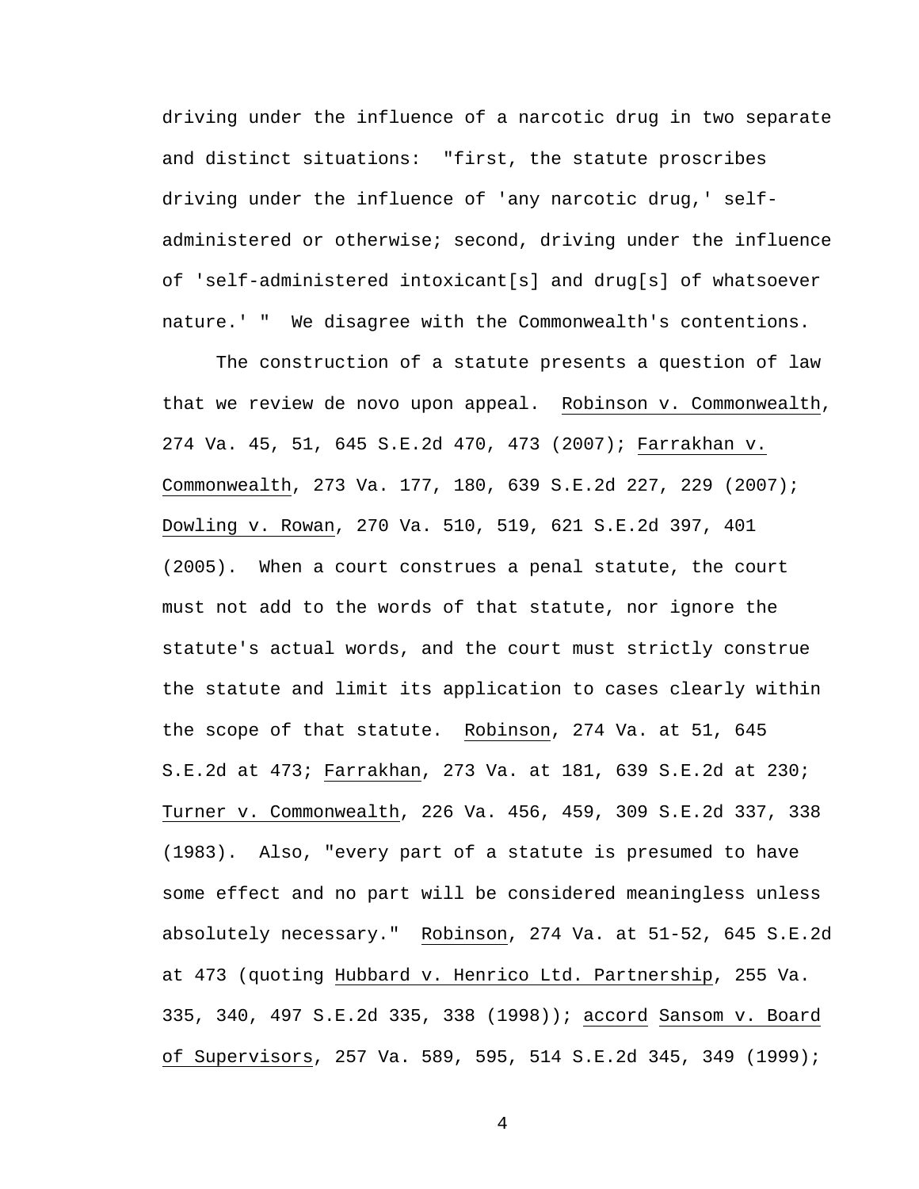driving under the influence of a narcotic drug in two separate and distinct situations: "first, the statute proscribes driving under the influence of 'any narcotic drug,' self-administered or otherwise; second, driving under the influence of 'self-administered intoxicant[s] and drug[s] of whatsoever nature.' " We disagree with the Commonwealth's contentions.

The construction of a statute presents a question of law that we review de novo upon appeal. Robinson v. Commonwealth, 274 Va. 45, 51, 645 S.E.2d 470, 473 (2007); Farrakhan v. Commonwealth, 273 Va. 177, 180, 639 S.E.2d 227, 229 (2007); Dowling v. Rowan, 270 Va. 510, 519, 621 S.E.2d 397, 401 (2005). When a court construes a penal statute, the court must not add to the words of that statute, nor ignore the statute's actual words, and the court must strictly construe the statute and limit its application to cases clearly within the scope of that statute. Robinson, 274 Va. at 51, 645 S.E.2d at 473; Farrakhan, 273 Va. at 181, 639 S.E.2d at 230; Turner v. Commonwealth, 226 Va. 456, 459, 309 S.E.2d 337, 338 (1983). Also, "every part of a statute is presumed to have some effect and no part will be considered meaningless unless absolutely necessary." Robinson, 274 Va. at 51-52, 645 S.E.2d at 473 (quoting Hubbard v. Henrico Ltd. Partnership, 255 Va. 335, 340, 497 S.E.2d 335, 338 (1998)); accord Sansom v. Board of Supervisors, 257 Va. 589, 595, 514 S.E.2d 345, 349 (1999);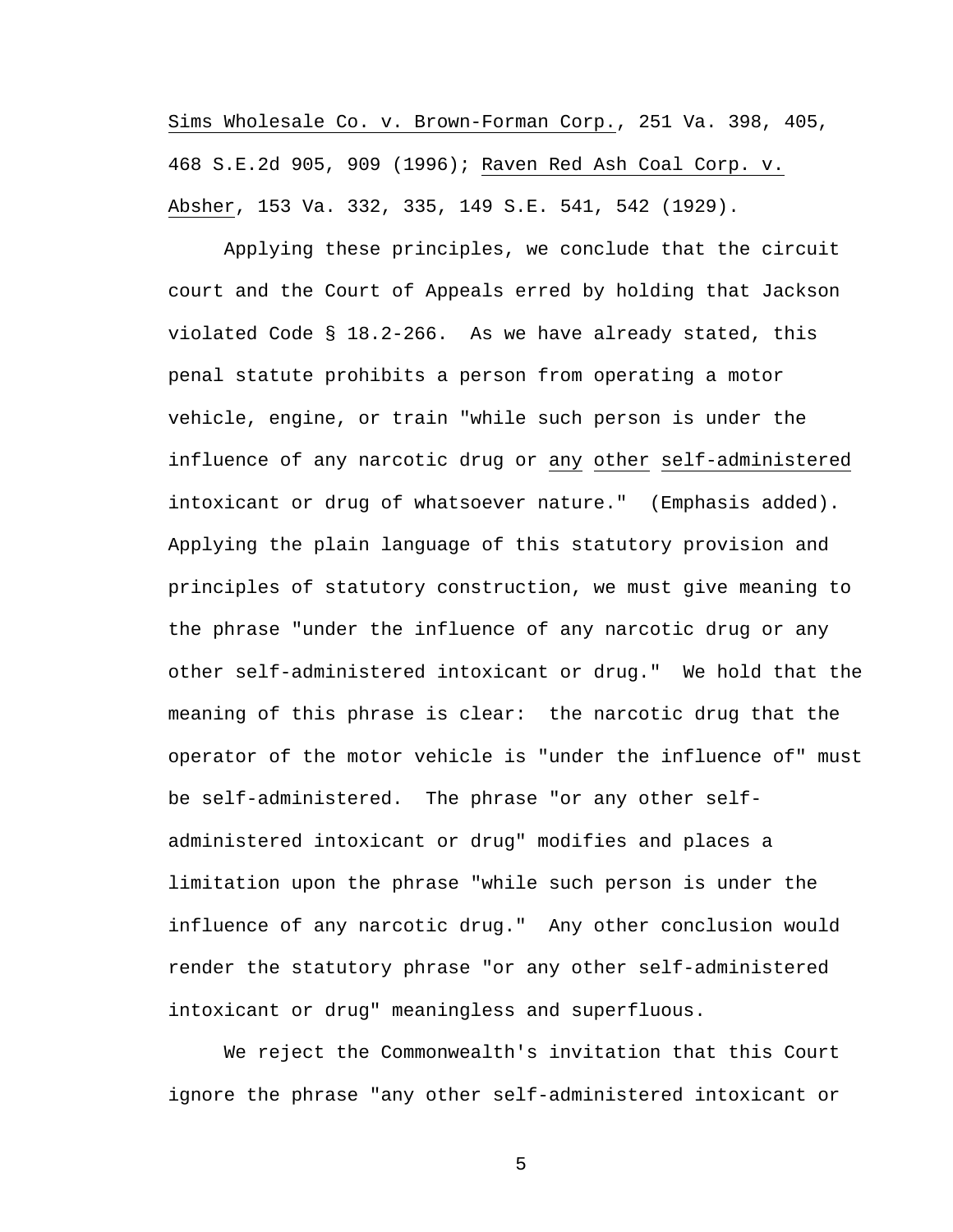Sims Wholesale Co. v. Brown-Forman Corp., 251 Va. 398, 405, 468 S.E.2d 905, 909 (1996); Raven Red Ash Coal Corp. v. Absher, 153 Va. 332, 335, 149 S.E. 541, 542 (1929).

Applying these principles, we conclude that the circuit court and the Court of Appeals erred by holding that Jackson violated Code § 18.2-266. As we have already stated, this penal statute prohibits a person from operating a motor vehicle, engine, or train "while such person is under the influence of any narcotic drug or _any_ _other_ _self-administered_ intoxicant or drug of whatsoever nature." (Emphasis added). Applying the plain language of this statutory provision and principles of statutory construction, we must give meaning to the phrase "under the influence of any narcotic drug or any other self-administered intoxicant or drug." We hold that the meaning of this phrase is clear: the narcotic drug that the operator of the motor vehicle is "under the influence of" must be self-administered. The phrase "or any other self-administered intoxicant or drug" modifies and places a limitation upon the phrase "while such person is under the influence of any narcotic drug." Any other conclusion would render the statutory phrase "or any other self-administered intoxicant or drug" meaningless and superfluous.

We reject the Commonwealth's invitation that this Court ignore the phrase "any other self-administered intoxicant or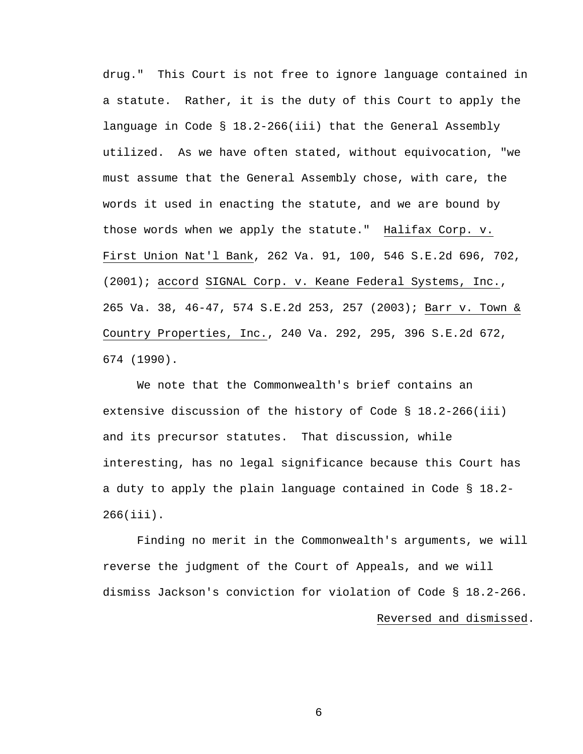drug." This Court is not free to ignore language contained in a statute. Rather, it is the duty of this Court to apply the language in Code § 18.2-266(iii) that the General Assembly utilized. As we have often stated, without equivocation, "we must assume that the General Assembly chose, with care, the words it used in enacting the statute, and we are bound by those words when we apply the statute." Halifax Corp. v. First Union Nat'l Bank, 262 Va. 91, 100, 546 S.E.2d 696, 702, (2001); accord SIGNAL Corp. v. Keane Federal Systems, Inc., 265 Va. 38, 46-47, 574 S.E.2d 253, 257 (2003); Barr v. Town & Country Properties, Inc., 240 Va. 292, 295, 396 S.E.2d 672, 674 (1990).

We note that the Commonwealth's brief contains an extensive discussion of the history of Code § 18.2-266(iii) and its precursor statutes. That discussion, while interesting, has no legal significance because this Court has a duty to apply the plain language contained in Code § 18.2-266(iii).

Finding no merit in the Commonwealth's arguments, we will reverse the judgment of the Court of Appeals, and we will dismiss Jackson's conviction for violation of Code § 18.2-266.

Reversed and dismissed.